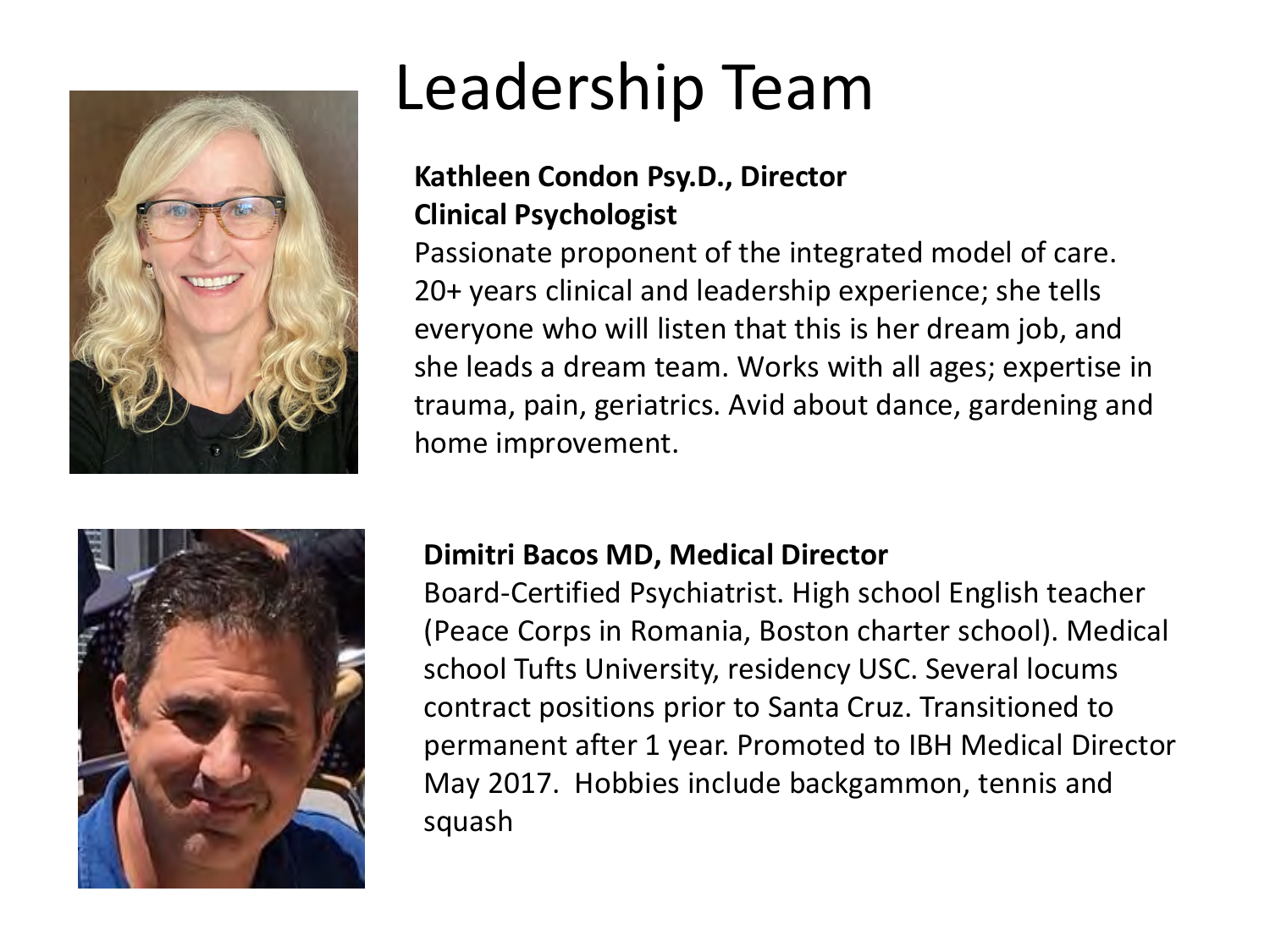# Leadership Team

**Kathleen Condon Psy.D., Director**
**Clinical Psychologist**
Passionate proponent of the integrated model of care. 20+ years clinical and leadership experience; she tells everyone who will listen that this is her dream job, and she leads a dream team. Works with all ages; expertise in trauma, pain, geriatrics. Avid about dance, gardening and home improvement.

**Dimitri Bacos MD, Medical Director**
Board-Certified Psychiatrist. High school English teacher (Peace Corps in Romania, Boston charter school). Medical school Tufts University, residency USC. Several locums contract positions prior to Santa Cruz. Transitioned to permanent after 1 year. Promoted to IBH Medical Director May 2017. Hobbies include backgammon, tennis and squash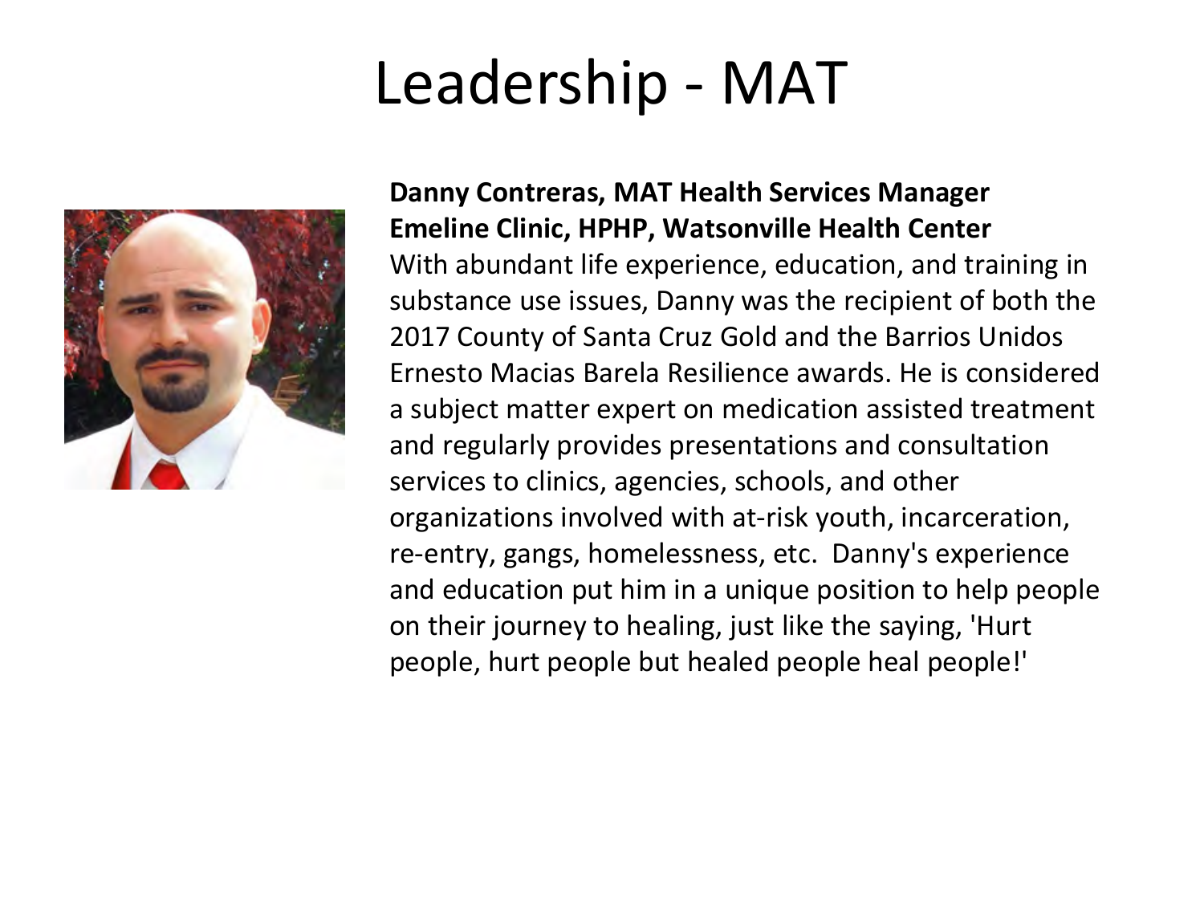# Leadership - MAT

**Danny Contreras, MAT Health Services Manager**
**Emeline Clinic, HPHP, Watsonville Health Center**

With abundant life experience, education, and training in substance use issues, Danny was the recipient of both the 2017 County of Santa Cruz Gold and the Barrios Unidos Ernesto Macias Barela Resilience awards. He is considered a subject matter expert on medication assisted treatment and regularly provides presentations and consultation services to clinics, agencies, schools, and other organizations involved with at-risk youth, incarceration, re-entry, gangs, homelessness, etc. Danny's experience and education put him in a unique position to help people on their journey to healing, just like the saying, 'Hurt people, hurt people but healed people heal people!'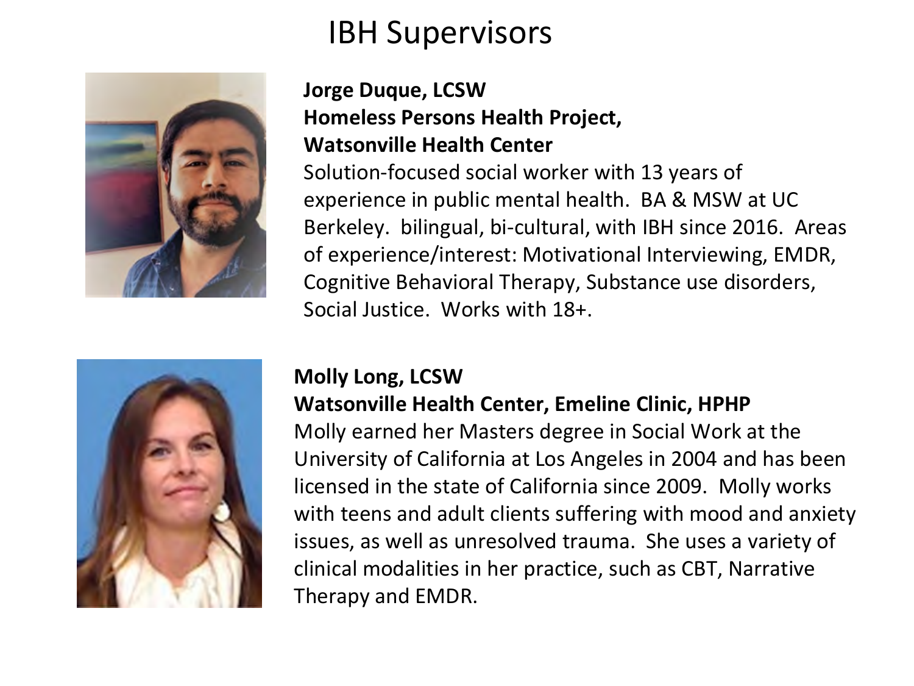# IBH Supervisors

**Jorge Duque, LCSW**
**Homeless Persons Health Project,**
**Watsonville Health Center**

Solution-focused social worker with 13 years of experience in public mental health. BA & MSW at UC Berkeley. bilingual, bi-cultural, with IBH since 2016. Areas of experience/interest: Motivational Interviewing, EMDR, Cognitive Behavioral Therapy, Substance use disorders, Social Justice. Works with 18+.

**Molly Long, LCSW**
**Watsonville Health Center, Emeline Clinic, HPHP**

Molly earned her Masters degree in Social Work at the University of California at Los Angeles in 2004 and has been licensed in the state of California since 2009. Molly works with teens and adult clients suffering with mood and anxiety issues, as well as unresolved trauma. She uses a variety of clinical modalities in her practice, such as CBT, Narrative Therapy and EMDR.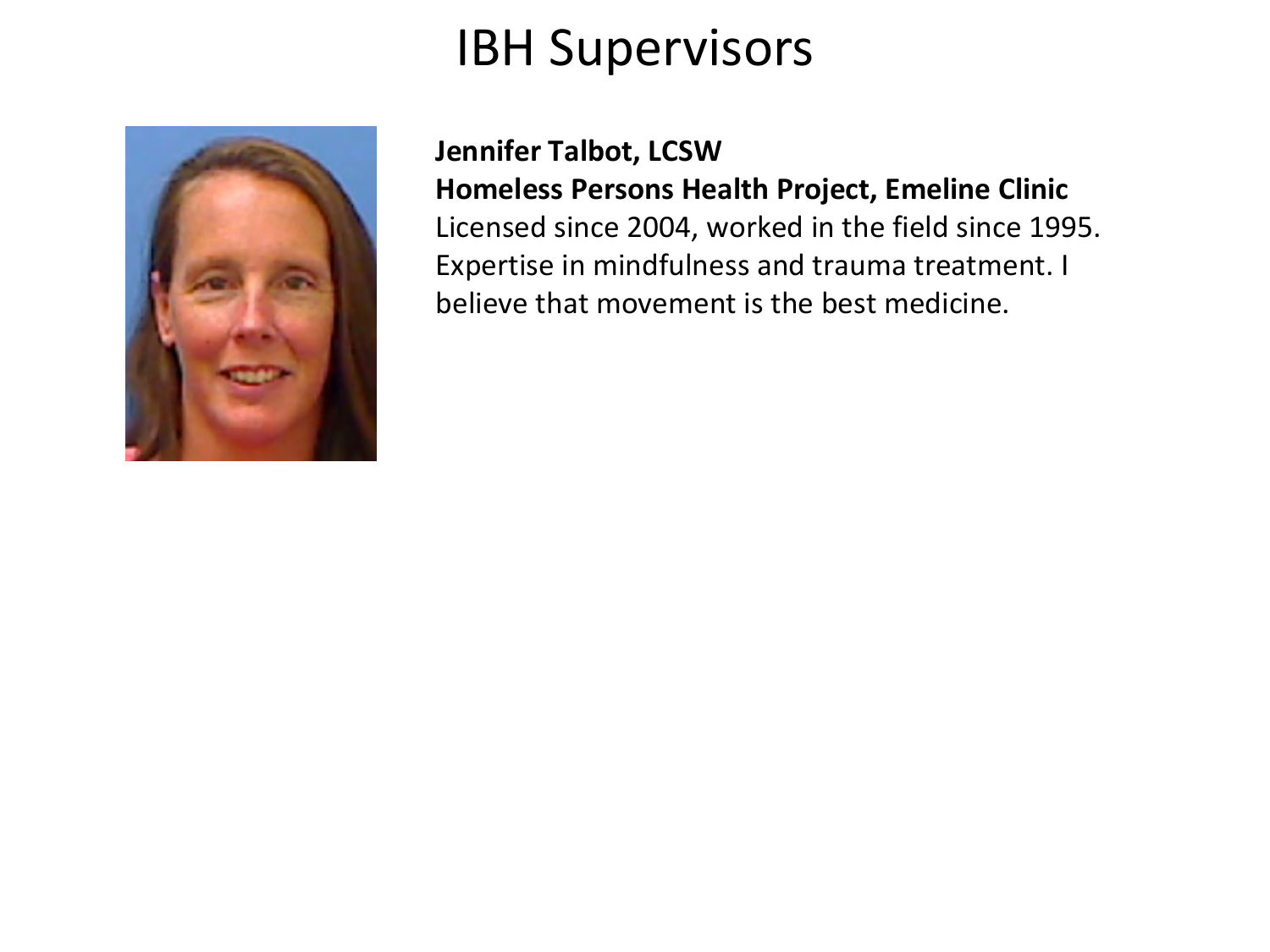# IBH Supervisors

**Jennifer Talbot, LCSW**
**Homeless Persons Health Project, Emeline Clinic**
Licensed since 2004, worked in the field since 1995. Expertise in mindfulness and trauma treatment. I believe that movement is the best medicine.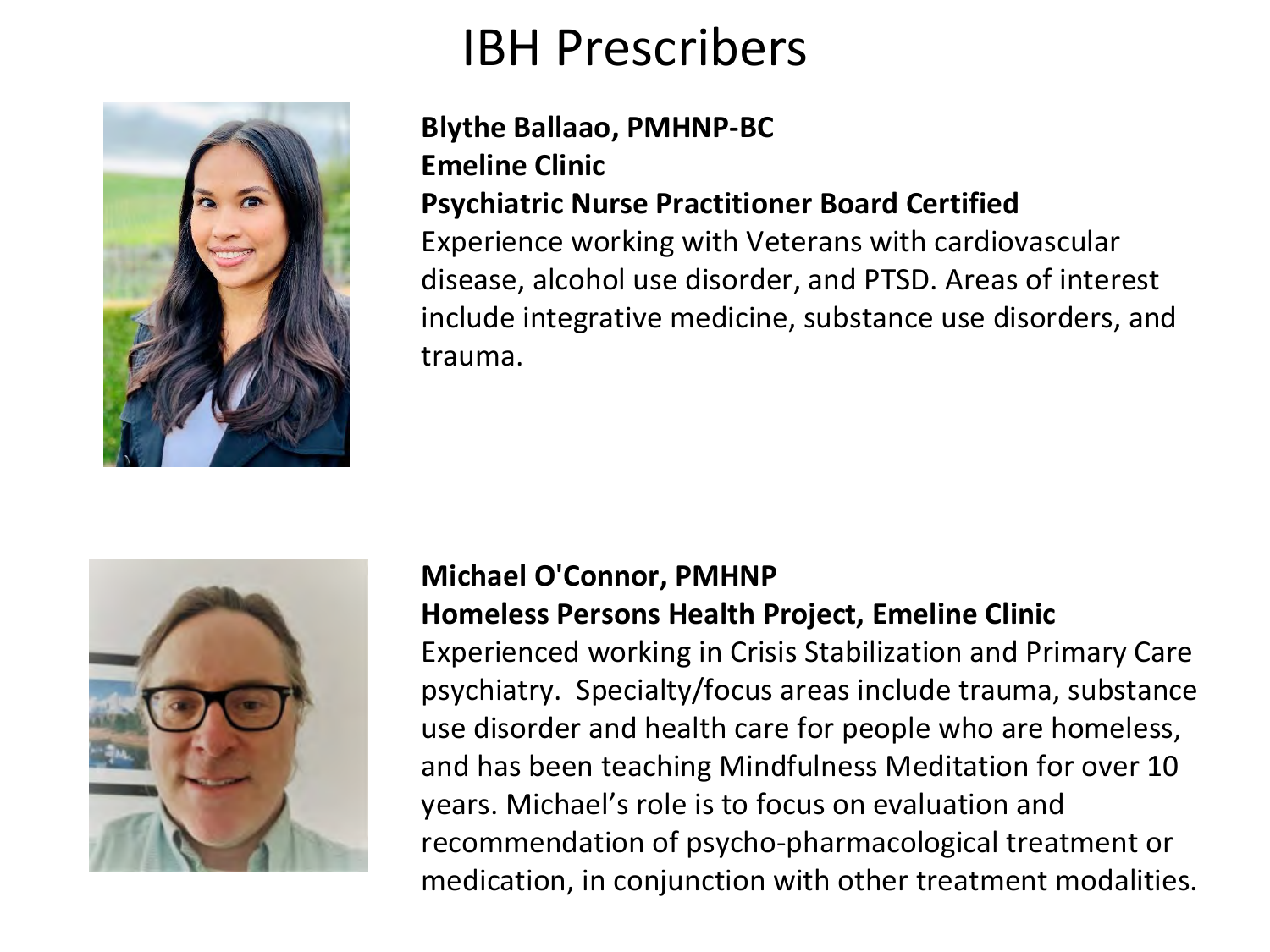# IBH Prescribers

**Blythe Ballaao, PMHNP-BC**
**Emeline Clinic**
**Psychiatric Nurse Practitioner Board Certified**
Experience working with Veterans with cardiovascular disease, alcohol use disorder, and PTSD. Areas of interest include integrative medicine, substance use disorders, and trauma.

**Michael O'Connor, PMHNP**
**Homeless Persons Health Project, Emeline Clinic**
Experienced working in Crisis Stabilization and Primary Care psychiatry. Specialty/focus areas include trauma, substance use disorder and health care for people who are homeless, and has been teaching Mindfulness Meditation for over 10 years. Michael's role is to focus on evaluation and recommendation of psycho-pharmacological treatment or medication, in conjunction with other treatment modalities.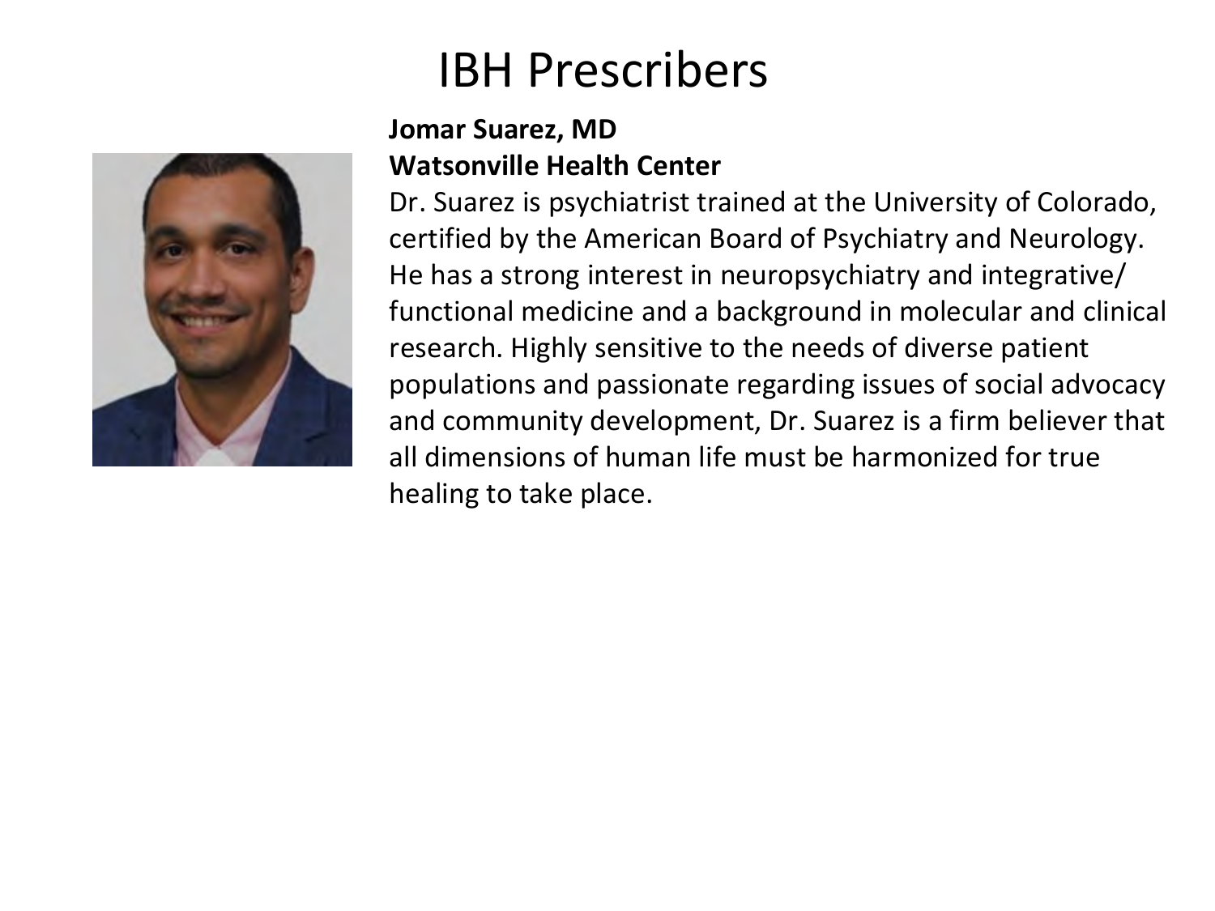# IBH Prescribers

**Jomar Suarez, MD**
**Watsonville Health Center**

Dr. Suarez is psychiatrist trained at the University of Colorado, certified by the American Board of Psychiatry and Neurology. He has a strong interest in neuropsychiatry and integrative/ functional medicine and a background in molecular and clinical research. Highly sensitive to the needs of diverse patient populations and passionate regarding issues of social advocacy and community development, Dr. Suarez is a firm believer that all dimensions of human life must be harmonized for true healing to take place.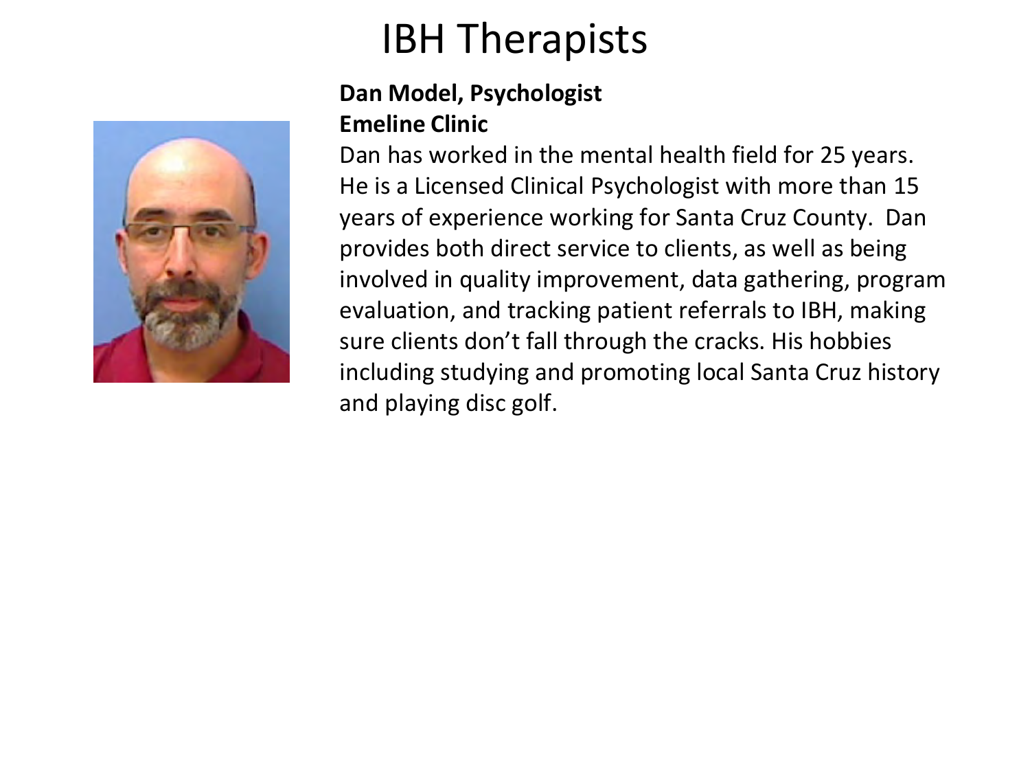# IBH Therapists

**Dan Model, Psychologist**
**Emeline Clinic**

Dan has worked in the mental health field for 25 years. He is a Licensed Clinical Psychologist with more than 15 years of experience working for Santa Cruz County. Dan provides both direct service to clients, as well as being involved in quality improvement, data gathering, program evaluation, and tracking patient referrals to IBH, making sure clients don't fall through the cracks. His hobbies including studying and promoting local Santa Cruz history and playing disc golf.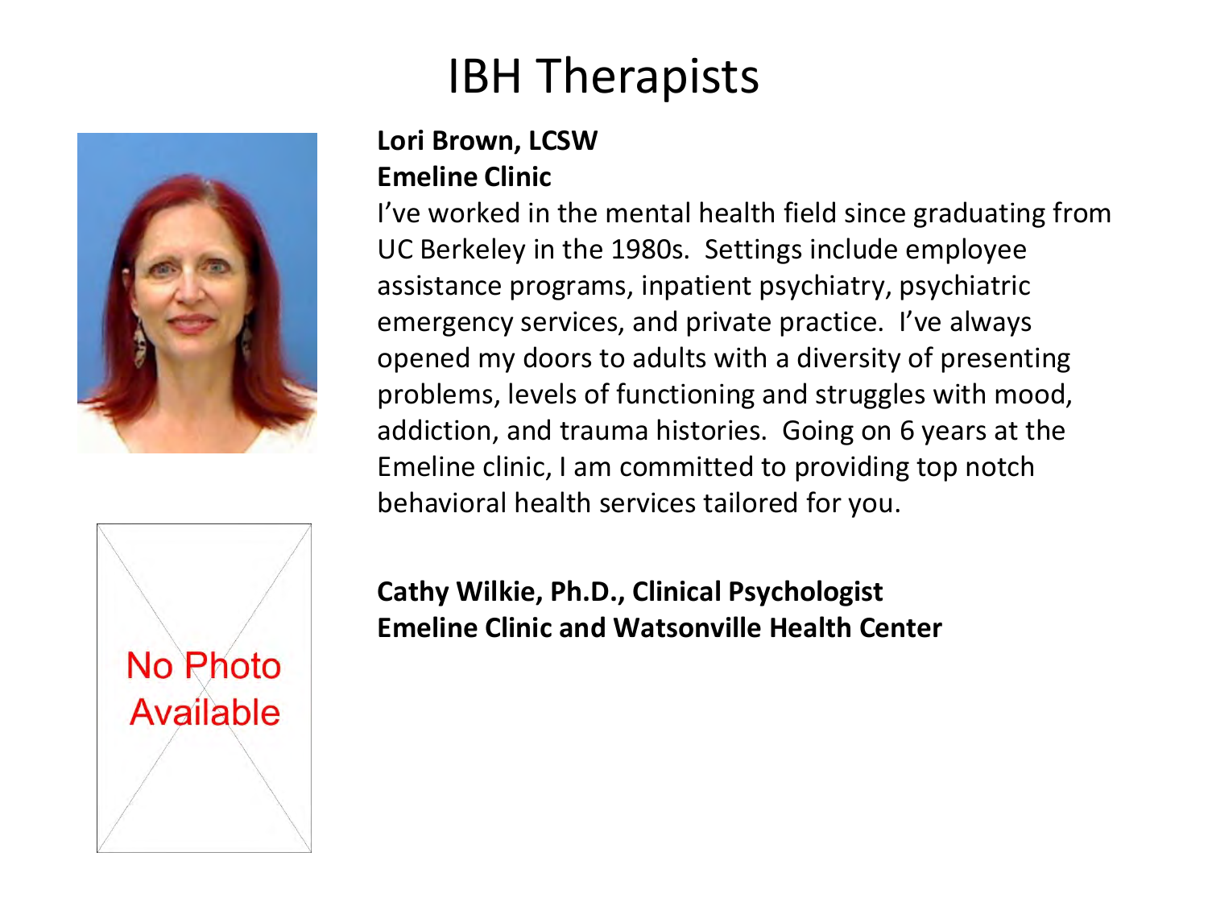# IBH Therapists

**Lori Brown, LCSW**
**Emeline Clinic**

I've worked in the mental health field since graduating from UC Berkeley in the 1980s. Settings include employee assistance programs, inpatient psychiatry, psychiatric emergency services, and private practice. I've always opened my doors to adults with a diversity of presenting problems, levels of functioning and struggles with mood, addiction, and trauma histories. Going on 6 years at the Emeline clinic, I am committed to providing top notch behavioral health services tailored for you.

No Photo Available

**Cathy Wilkie, Ph.D., Clinical Psychologist**
**Emeline Clinic and Watsonville Health Center**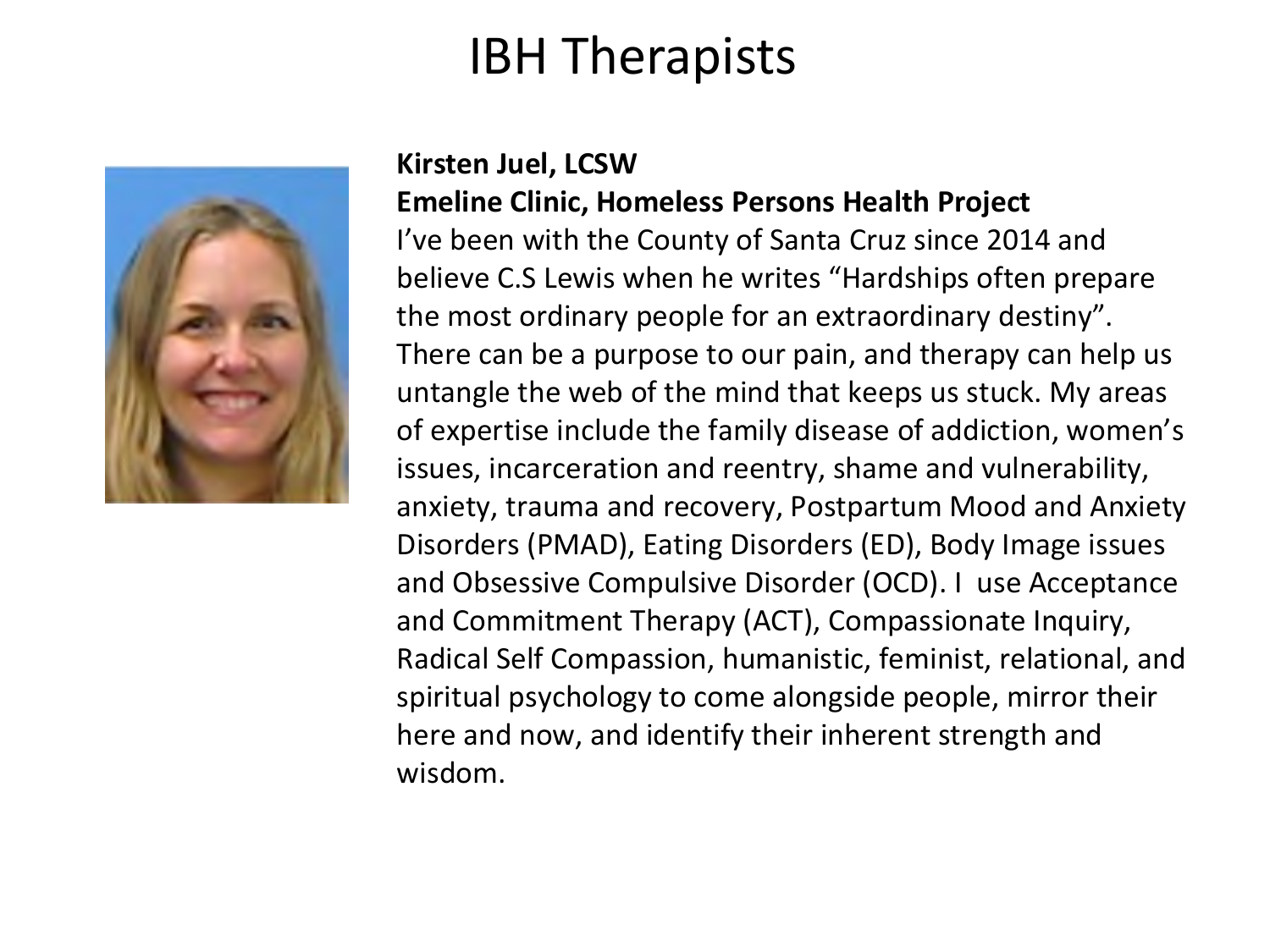# IBH Therapists

**Kirsten Juel, LCSW**
**Emeline Clinic, Homeless Persons Health Project**

I've been with the County of Santa Cruz since 2014 and believe C.S Lewis when he writes "Hardships often prepare the most ordinary people for an extraordinary destiny". There can be a purpose to our pain, and therapy can help us untangle the web of the mind that keeps us stuck. My areas of expertise include the family disease of addiction, women's issues, incarceration and reentry, shame and vulnerability, anxiety, trauma and recovery, Postpartum Mood and Anxiety Disorders (PMAD), Eating Disorders (ED), Body Image issues and Obsessive Compulsive Disorder (OCD). I use Acceptance and Commitment Therapy (ACT), Compassionate Inquiry, Radical Self Compassion, humanistic, feminist, relational, and spiritual psychology to come alongside people, mirror their here and now, and identify their inherent strength and wisdom.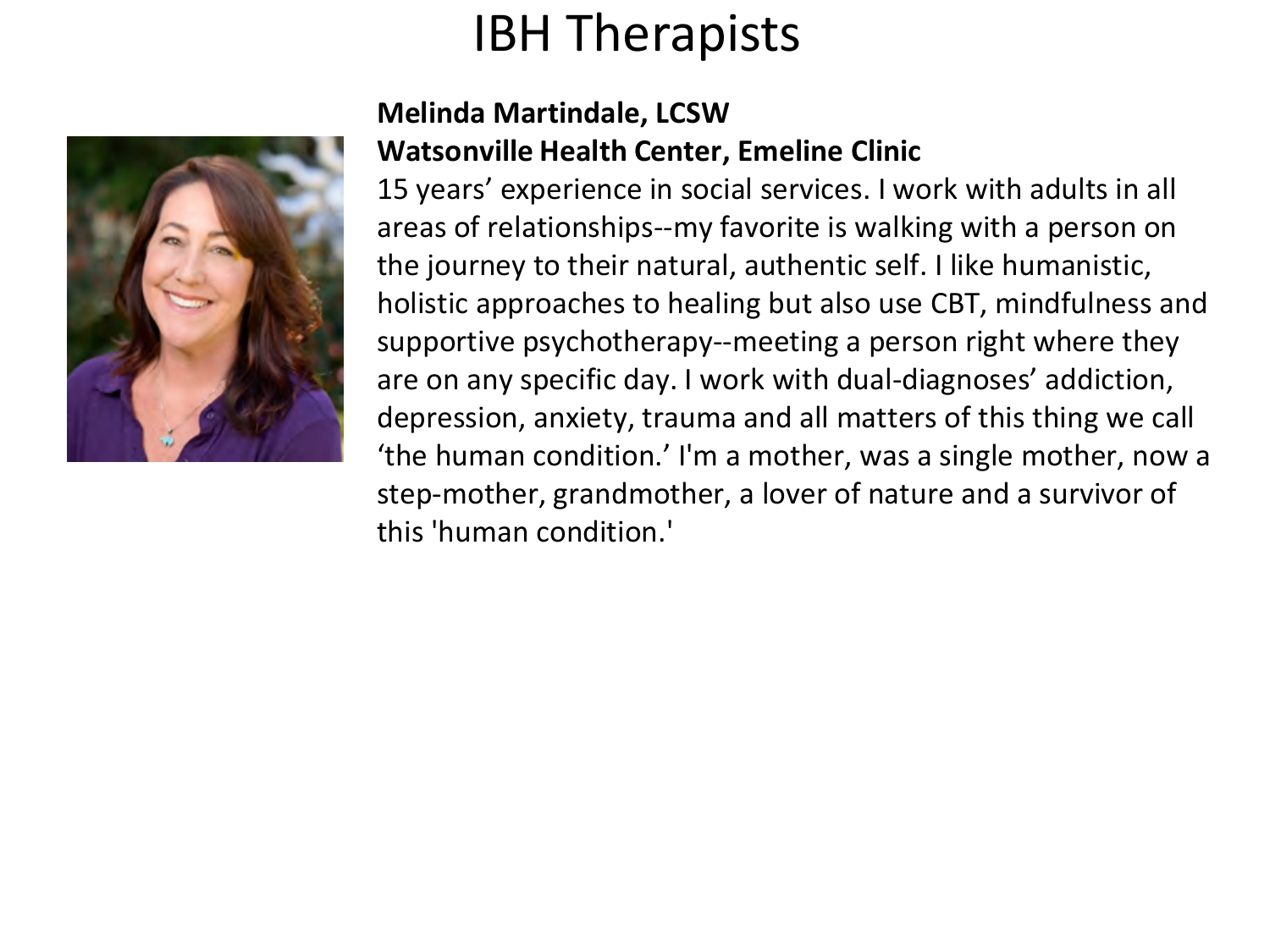# IBH Therapists

**Melinda Martindale, LCSW**
**Watsonville Health Center, Emeline Clinic**

15 years' experience in social services. I work with adults in all areas of relationships--my favorite is walking with a person on the journey to their natural, authentic self. I like humanistic, holistic approaches to healing but also use CBT, mindfulness and supportive psychotherapy--meeting a person right where they are on any specific day. I work with dual-diagnoses' addiction, depression, anxiety, trauma and all matters of this thing we call 'the human condition.' I'm a mother, was a single mother, now a step-mother, grandmother, a lover of nature and a survivor of this 'human condition.'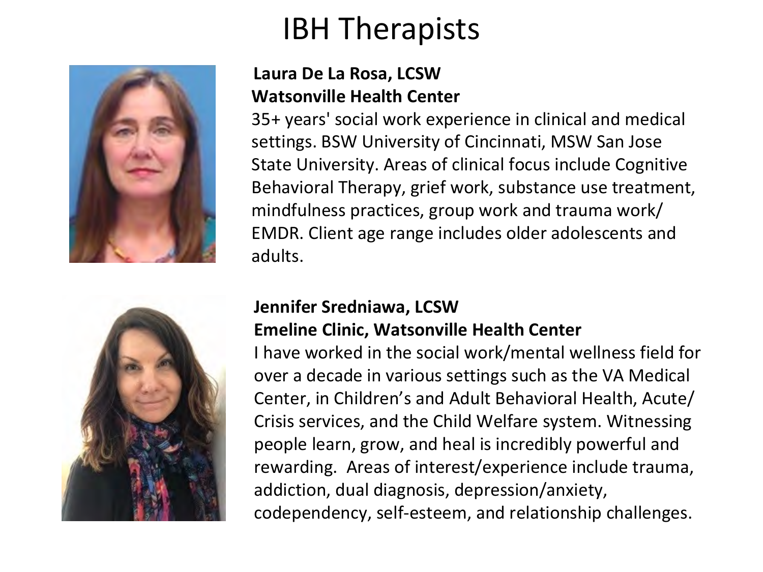# IBH Therapists

**Laura De La Rosa, LCSW**
**Watsonville Health Center**

35+ years' social work experience in clinical and medical settings. BSW University of Cincinnati, MSW San Jose State University. Areas of clinical focus include Cognitive Behavioral Therapy, grief work, substance use treatment, mindfulness practices, group work and trauma work/ EMDR. Client age range includes older adolescents and adults.

**Jennifer Sredniawa, LCSW**
**Emeline Clinic, Watsonville Health Center**

I have worked in the social work/mental wellness field for over a decade in various settings such as the VA Medical Center, in Children's and Adult Behavioral Health, Acute/ Crisis services, and the Child Welfare system. Witnessing people learn, grow, and heal is incredibly powerful and rewarding. Areas of interest/experience include trauma, addiction, dual diagnosis, depression/anxiety, codependency, self-esteem, and relationship challenges.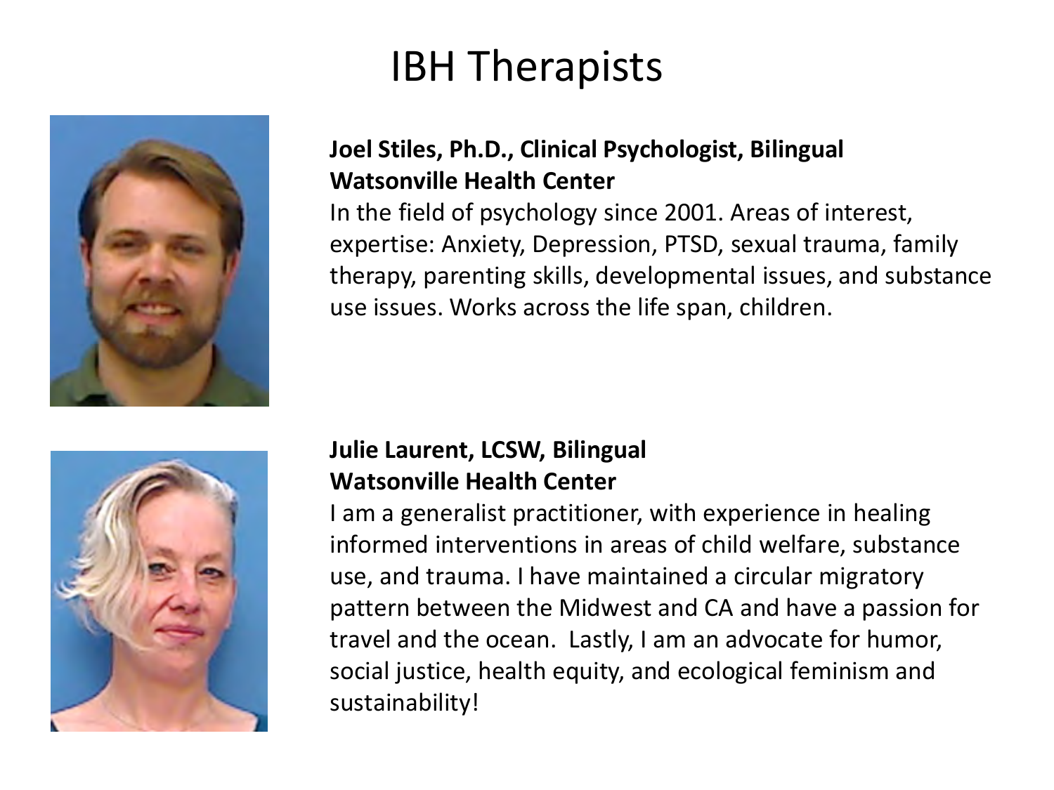# IBH Therapists

**Joel Stiles, Ph.D., Clinical Psychologist, Bilingual**
**Watsonville Health Center**
In the field of psychology since 2001. Areas of interest, expertise: Anxiety, Depression, PTSD, sexual trauma, family therapy, parenting skills, developmental issues, and substance use issues. Works across the life span, children.

**Julie Laurent, LCSW, Bilingual**
**Watsonville Health Center**
I am a generalist practitioner, with experience in healing informed interventions in areas of child welfare, substance use, and trauma. I have maintained a circular migratory pattern between the Midwest and CA and have a passion for travel and the ocean. Lastly, I am an advocate for humor, social justice, health equity, and ecological feminism and sustainability!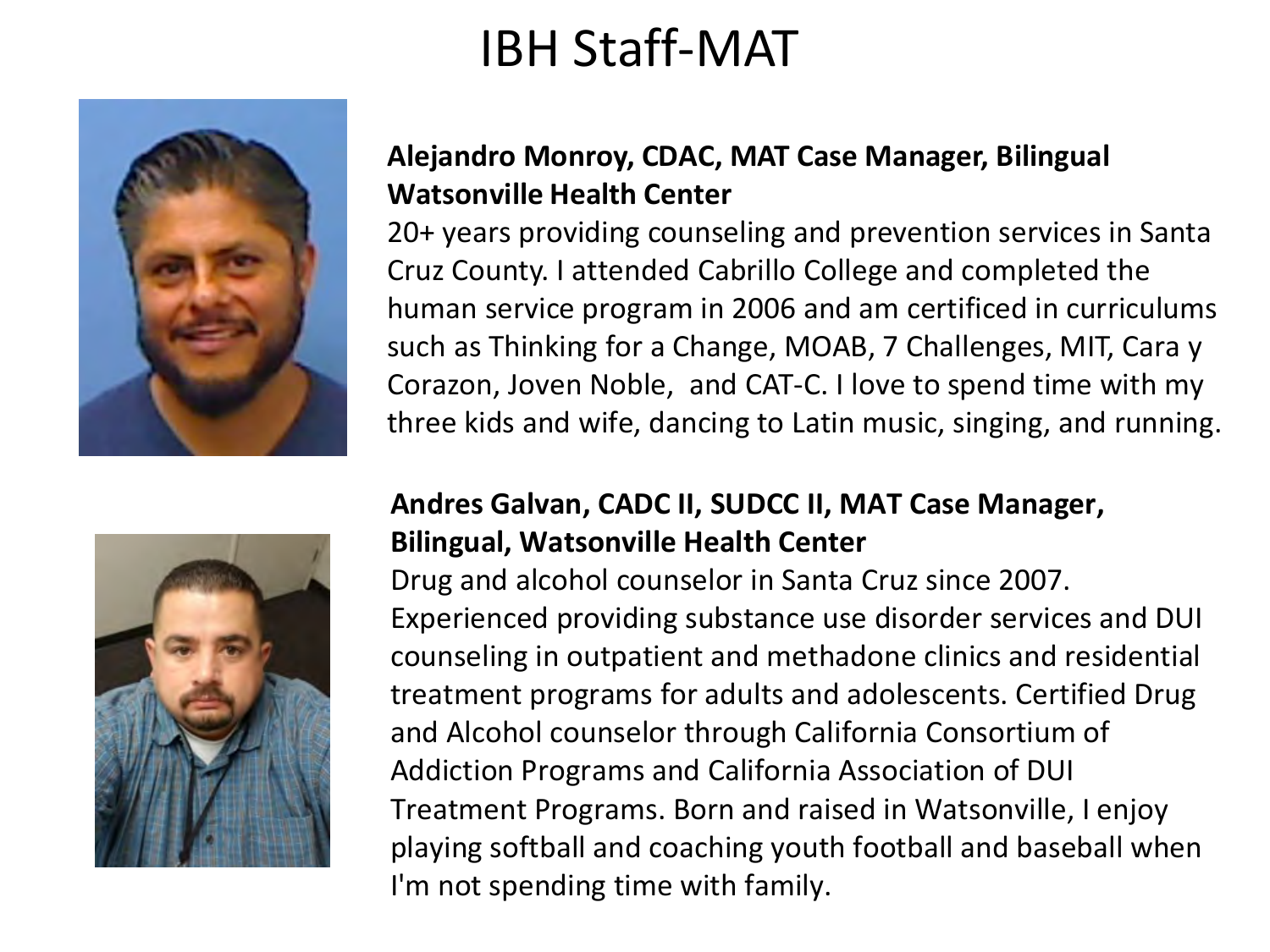# IBH Staff-MAT

**Alejandro Monroy, CDAC, MAT Case Manager, Bilingual Watsonville Health Center**

20+ years providing counseling and prevention services in Santa Cruz County. I attended Cabrillo College and completed the human service program in 2006 and am certificed in curriculums such as Thinking for a Change, MOAB, 7 Challenges, MIT, Cara y Corazon, Joven Noble, and CAT-C. I love to spend time with my three kids and wife, dancing to Latin music, singing, and running.

**Andres Galvan, CADC II, SUDCC II, MAT Case Manager, Bilingual, Watsonville Health Center**

Drug and alcohol counselor in Santa Cruz since 2007. Experienced providing substance use disorder services and DUI counseling in outpatient and methadone clinics and residential treatment programs for adults and adolescents. Certified Drug and Alcohol counselor through California Consortium of Addiction Programs and California Association of DUI Treatment Programs. Born and raised in Watsonville, I enjoy playing softball and coaching youth football and baseball when I'm not spending time with family.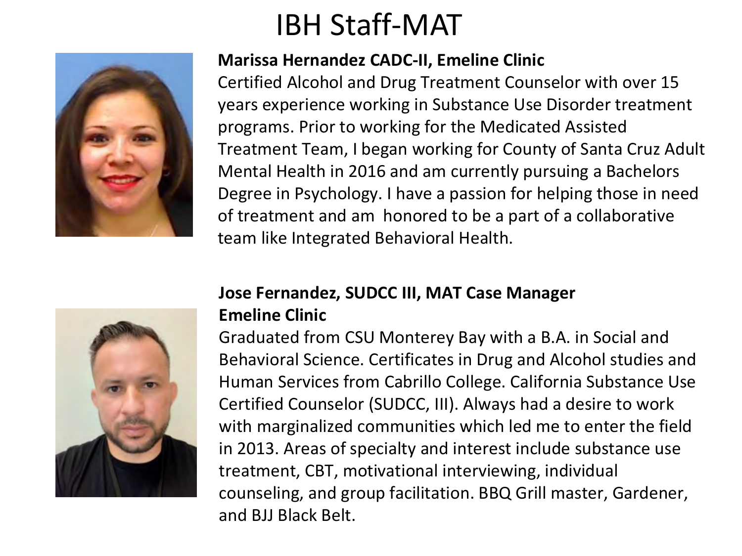# IBH Staff-MAT

**Marissa Hernandez CADC-II, Emeline Clinic**

Certified Alcohol and Drug Treatment Counselor with over 15 years experience working in Substance Use Disorder treatment programs. Prior to working for the Medicated Assisted Treatment Team, I began working for County of Santa Cruz Adult Mental Health in 2016 and am currently pursuing a Bachelors Degree in Psychology. I have a passion for helping those in need of treatment and am honored to be a part of a collaborative team like Integrated Behavioral Health.

**Jose Fernandez, SUDCC III, MAT Case Manager Emeline Clinic**

Graduated from CSU Monterey Bay with a B.A. in Social and Behavioral Science. Certificates in Drug and Alcohol studies and Human Services from Cabrillo College. California Substance Use Certified Counselor (SUDCC, III). Always had a desire to work with marginalized communities which led me to enter the field in 2013. Areas of specialty and interest include substance use treatment, CBT, motivational interviewing, individual counseling, and group facilitation. BBQ Grill master, Gardener, and BJJ Black Belt.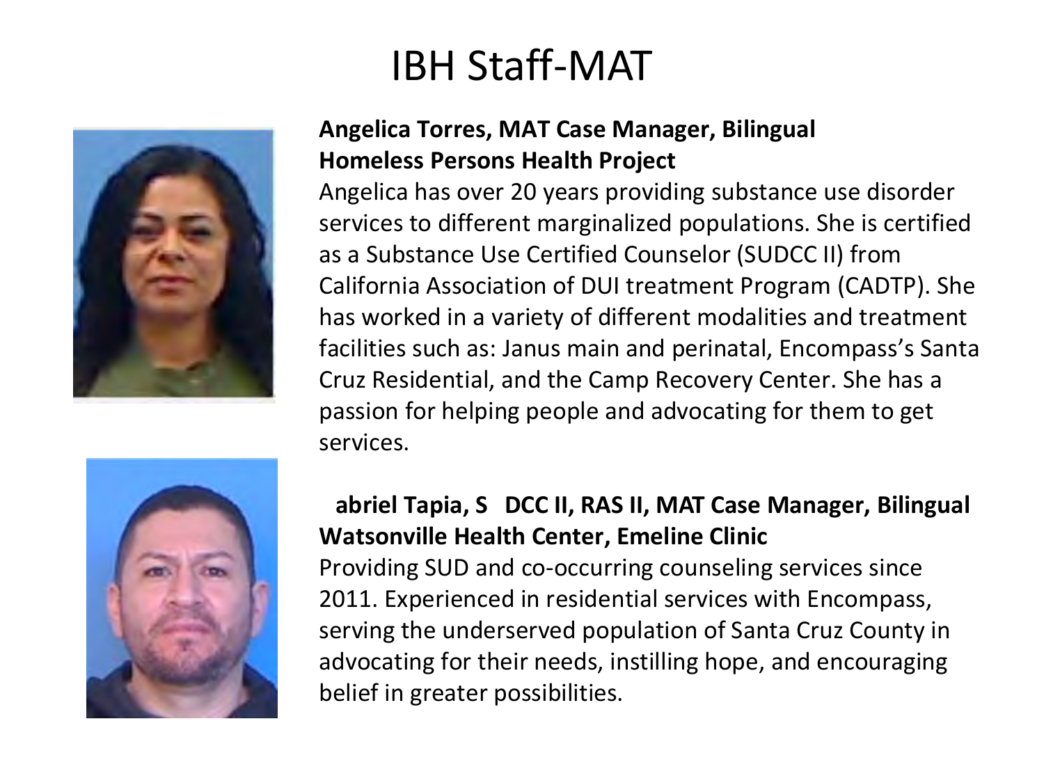# IBH Staff-MAT

**Angelica Torres, MAT Case Manager, Bilingual**
**Homeless Persons Health Project**

Angelica has over 20 years providing substance use disorder services to different marginalized populations. She is certified as a Substance Use Certified Counselor (SUDCC II) from California Association of DUI treatment Program (CADTP). She has worked in a variety of different modalities and treatment facilities such as: Janus main and perinatal, Encompass's Santa Cruz Residential, and the Camp Recovery Center. She has a passion for helping people and advocating for them to get services.

**abriel Tapia, S DCC II, RAS II, MAT Case Manager, Bilingual**
**Watsonville Health Center, Emeline Clinic**

Providing SUD and co-occurring counseling services since 2011. Experienced in residential services with Encompass, serving the underserved population of Santa Cruz County in advocating for their needs, instilling hope, and encouraging belief in greater possibilities.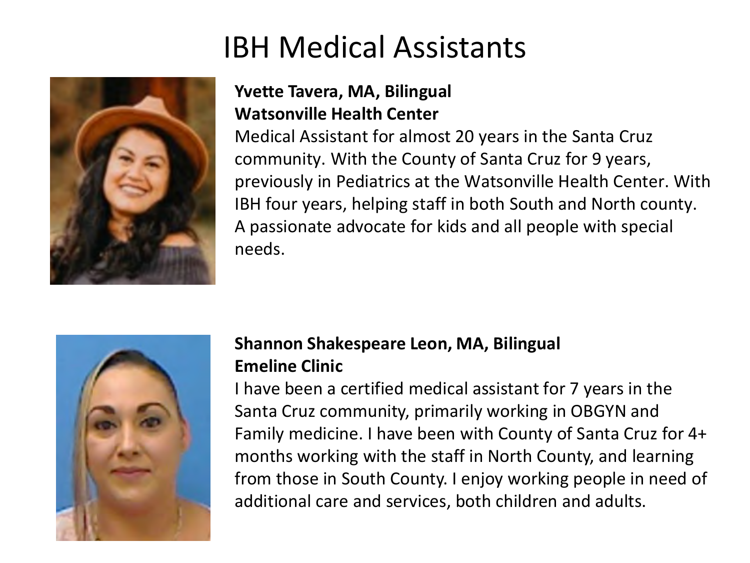# IBH Medical Assistants

**Yvette Tavera, MA, Bilingual**
**Watsonville Health Center**

Medical Assistant for almost 20 years in the Santa Cruz community. With the County of Santa Cruz for 9 years, previously in Pediatrics at the Watsonville Health Center. With IBH four years, helping staff in both South and North county. A passionate advocate for kids and all people with special needs.

**Shannon Shakespeare Leon, MA, Bilingual**
**Emeline Clinic**

I have been a certified medical assistant for 7 years in the Santa Cruz community, primarily working in OBGYN and Family medicine. I have been with County of Santa Cruz for 4+ months working with the staff in North County, and learning from those in South County. I enjoy working people in need of additional care and services, both children and adults.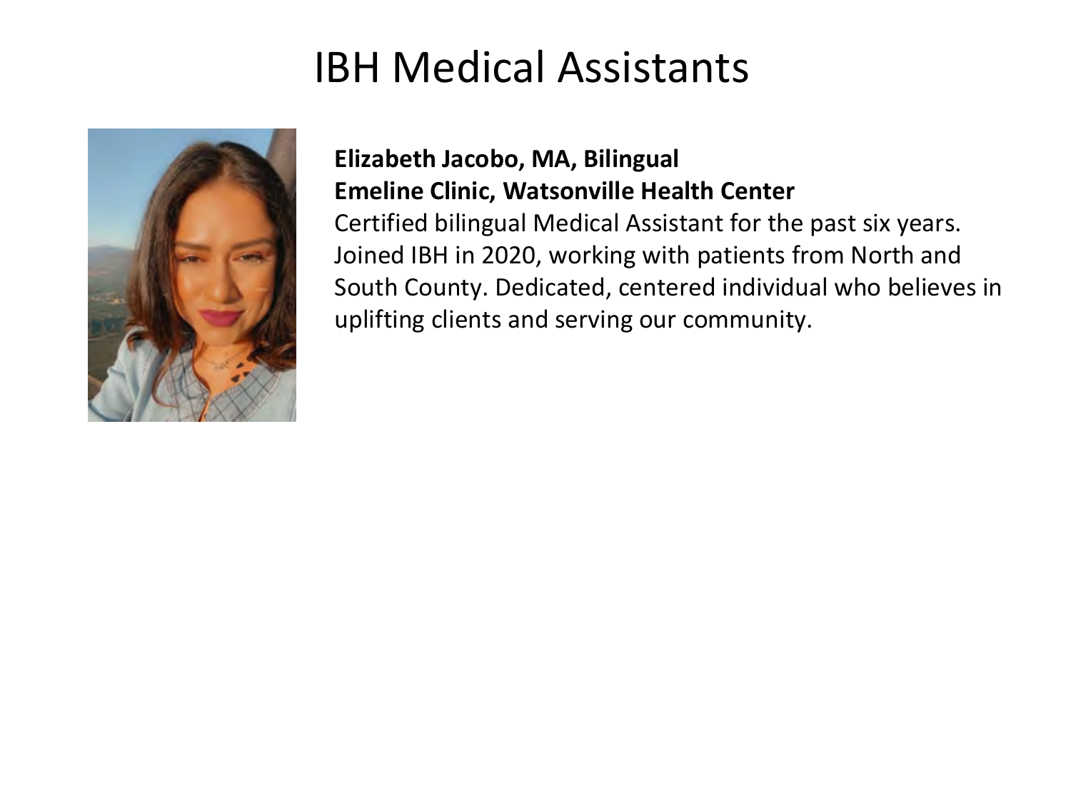# IBH Medical Assistants

**Elizabeth Jacobo, MA, Bilingual**
**Emeline Clinic, Watsonville Health Center**
Certified bilingual Medical Assistant for the past six years. Joined IBH in 2020, working with patients from North and South County. Dedicated, centered individual who believes in uplifting clients and serving our community.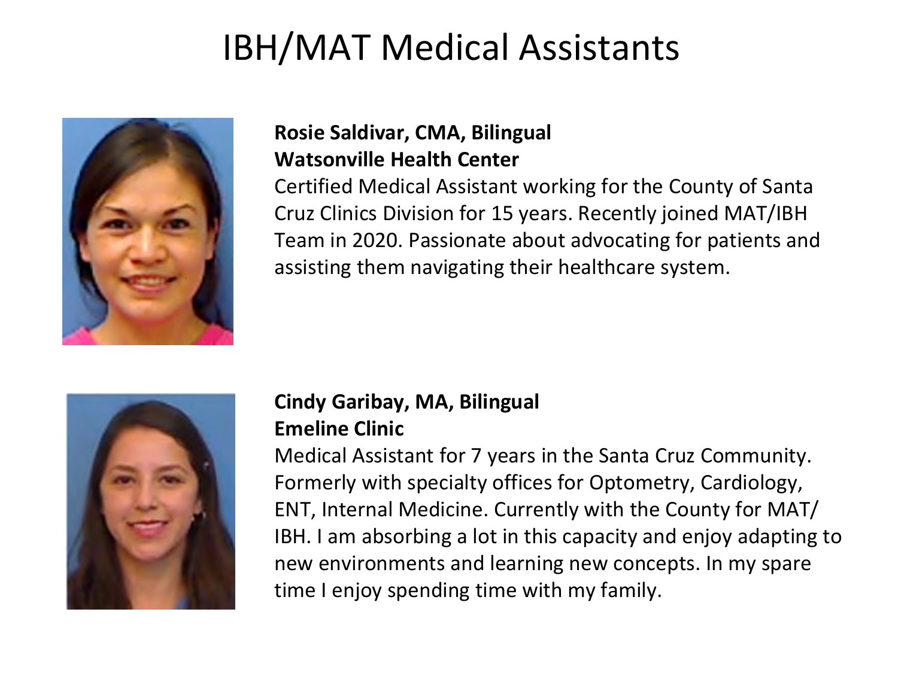# IBH/MAT Medical Assistants

**Rosie Saldivar, CMA, Bilingual**
**Watsonville Health Center**
Certified Medical Assistant working for the County of Santa Cruz Clinics Division for 15 years. Recently joined MAT/IBH Team in 2020. Passionate about advocating for patients and assisting them navigating their healthcare system.

**Cindy Garibay, MA, Bilingual**
**Emeline Clinic**
Medical Assistant for 7 years in the Santa Cruz Community. Formerly with specialty offices for Optometry, Cardiology, ENT, Internal Medicine. Currently with the County for MAT/ IBH. I am absorbing a lot in this capacity and enjoy adapting to new environments and learning new concepts. In my spare time I enjoy spending time with my family.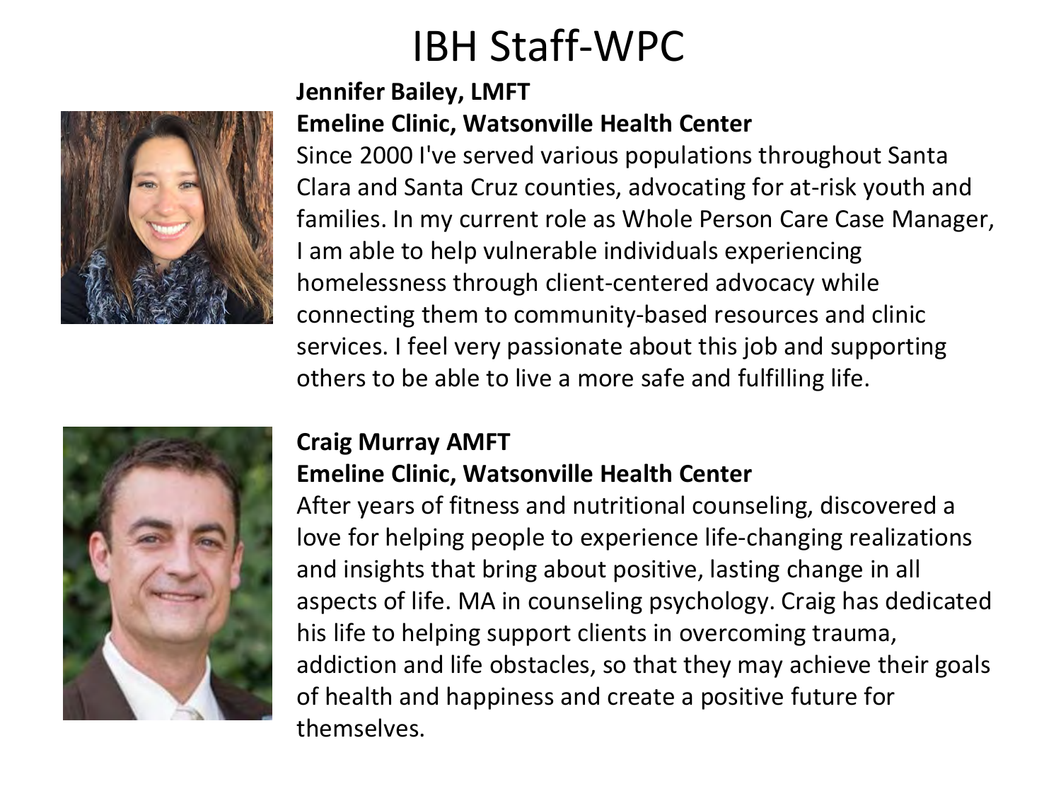# IBH Staff-WPC

**Jennifer Bailey, LMFT**
**Emeline Clinic, Watsonville Health Center**

Since 2000 I've served various populations throughout Santa Clara and Santa Cruz counties, advocating for at-risk youth and families. In my current role as Whole Person Care Case Manager, I am able to help vulnerable individuals experiencing homelessness through client-centered advocacy while connecting them to community-based resources and clinic services. I feel very passionate about this job and supporting others to be able to live a more safe and fulfilling life.

**Craig Murray AMFT**
**Emeline Clinic, Watsonville Health Center**

After years of fitness and nutritional counseling, discovered a love for helping people to experience life-changing realizations and insights that bring about positive, lasting change in all aspects of life. MA in counseling psychology. Craig has dedicated his life to helping support clients in overcoming trauma, addiction and life obstacles, so that they may achieve their goals of health and happiness and create a positive future for themselves.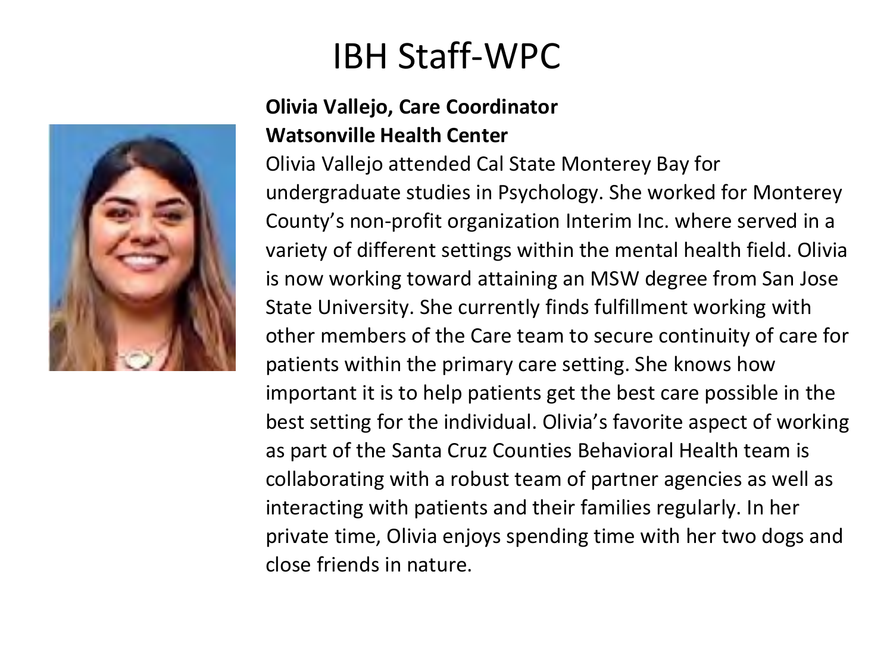# IBH Staff-WPC

**Olivia Vallejo, Care Coordinator**
**Watsonville Health Center**

Olivia Vallejo attended Cal State Monterey Bay for undergraduate studies in Psychology. She worked for Monterey County's non-profit organization Interim Inc. where served in a variety of different settings within the mental health field. Olivia is now working toward attaining an MSW degree from San Jose State University. She currently finds fulfillment working with other members of the Care team to secure continuity of care for patients within the primary care setting. She knows how important it is to help patients get the best care possible in the best setting for the individual. Olivia's favorite aspect of working as part of the Santa Cruz Counties Behavioral Health team is collaborating with a robust team of partner agencies as well as interacting with patients and their families regularly. In her private time, Olivia enjoys spending time with her two dogs and close friends in nature.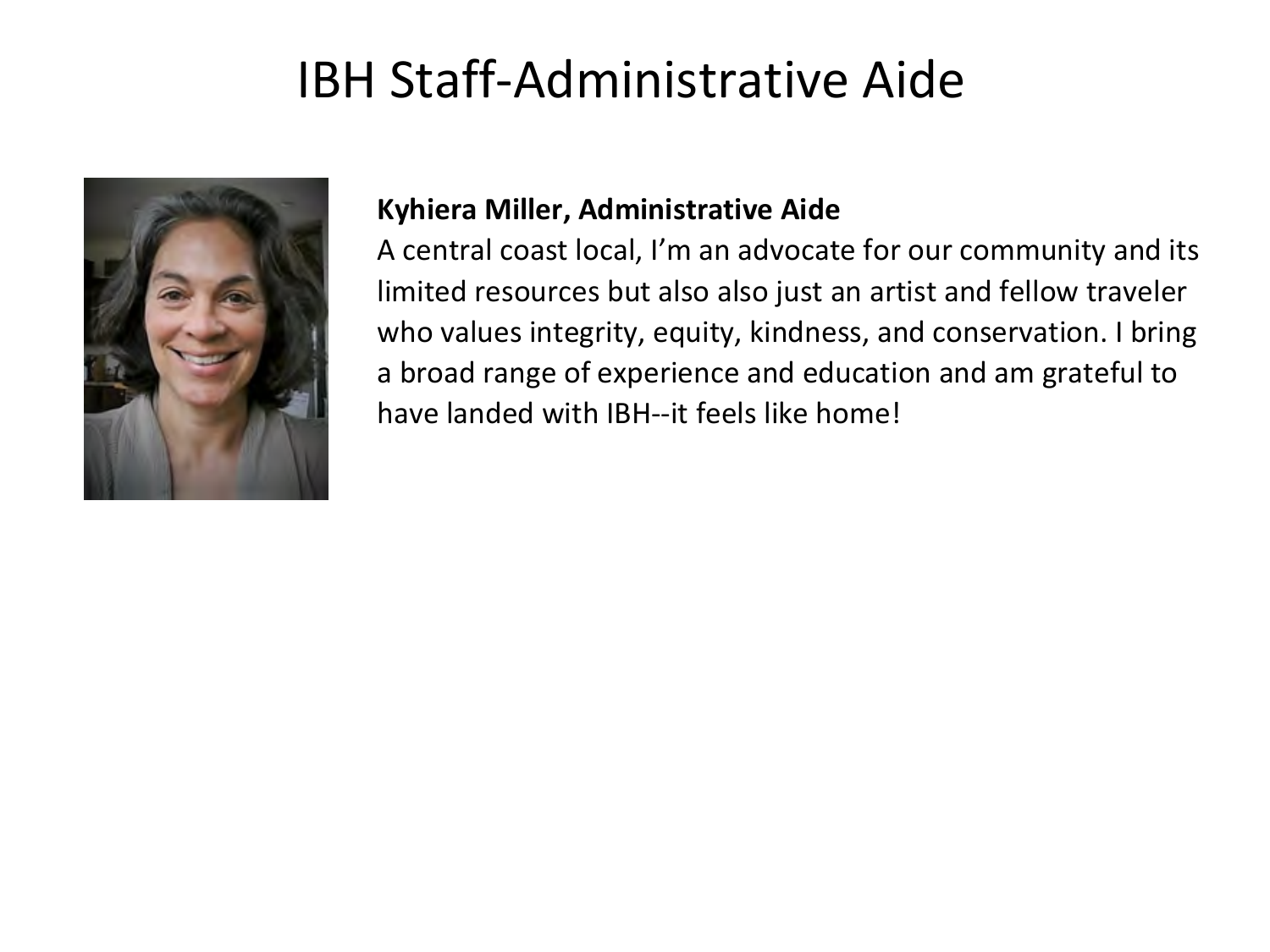# IBH Staff-Administrative Aide

**Kyhiera Miller, Administrative Aide**
A central coast local, I'm an advocate for our community and its limited resources but also also just an artist and fellow traveler who values integrity, equity, kindness, and conservation. I bring a broad range of experience and education and am grateful to have landed with IBH--it feels like home!